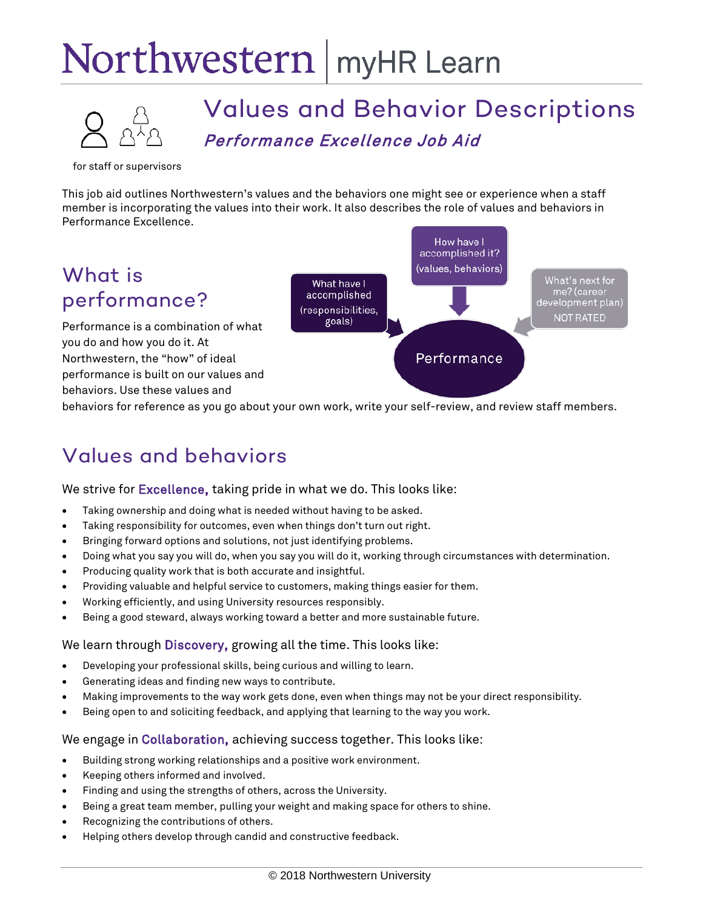# Northwestern | myHR Learn

## Values and Behavior Descriptions

### *Performance Excellence Job Aid*

for staff or supervisors

This job aid outlines Northwestern's values and the behaviors one might see or experience when a staff member is incorporating the values into their work. It also describes the role of values and behaviors in Performance Excellence.

## What is performance?

Performance is a combination of what you do and how you do it. At Northwestern, the "how" of ideal performance is built on our values and behaviors. Use these values and behaviors for reference as you go about your own work, write your self-review, and review staff members.

What have I accomplished (responsibilities, goals) → Performance

How have I accomplished it? (values, behaviors) → Performance

What's next for me? (career development plan) NOT RATED → Performance

## Values and behaviors

We strive for **Excellence,** taking pride in what we do. This looks like:

- Taking ownership and doing what is needed without having to be asked.
- Taking responsibility for outcomes, even when things don't turn out right.
- Bringing forward options and solutions, not just identifying problems.
- Doing what you say you will do, when you say you will do it, working through circumstances with determination.
- Producing quality work that is both accurate and insightful.
- Providing valuable and helpful service to customers, making things easier for them.
- Working efficiently, and using University resources responsibly.
- Being a good steward, always working toward a better and more sustainable future.

We learn through **Discovery,** growing all the time. This looks like:

- Developing your professional skills, being curious and willing to learn.
- Generating ideas and finding new ways to contribute.
- Making improvements to the way work gets done, even when things may not be your direct responsibility.
- Being open to and soliciting feedback, and applying that learning to the way you work.

We engage in **Collaboration,** achieving success together. This looks like:

- Building strong working relationships and a positive work environment.
- Keeping others informed and involved.
- Finding and using the strengths of others, across the University.
- Being a great team member, pulling your weight and making space for others to shine.
- Recognizing the contributions of others.
- Helping others develop through candid and constructive feedback.

© 2018 Northwestern University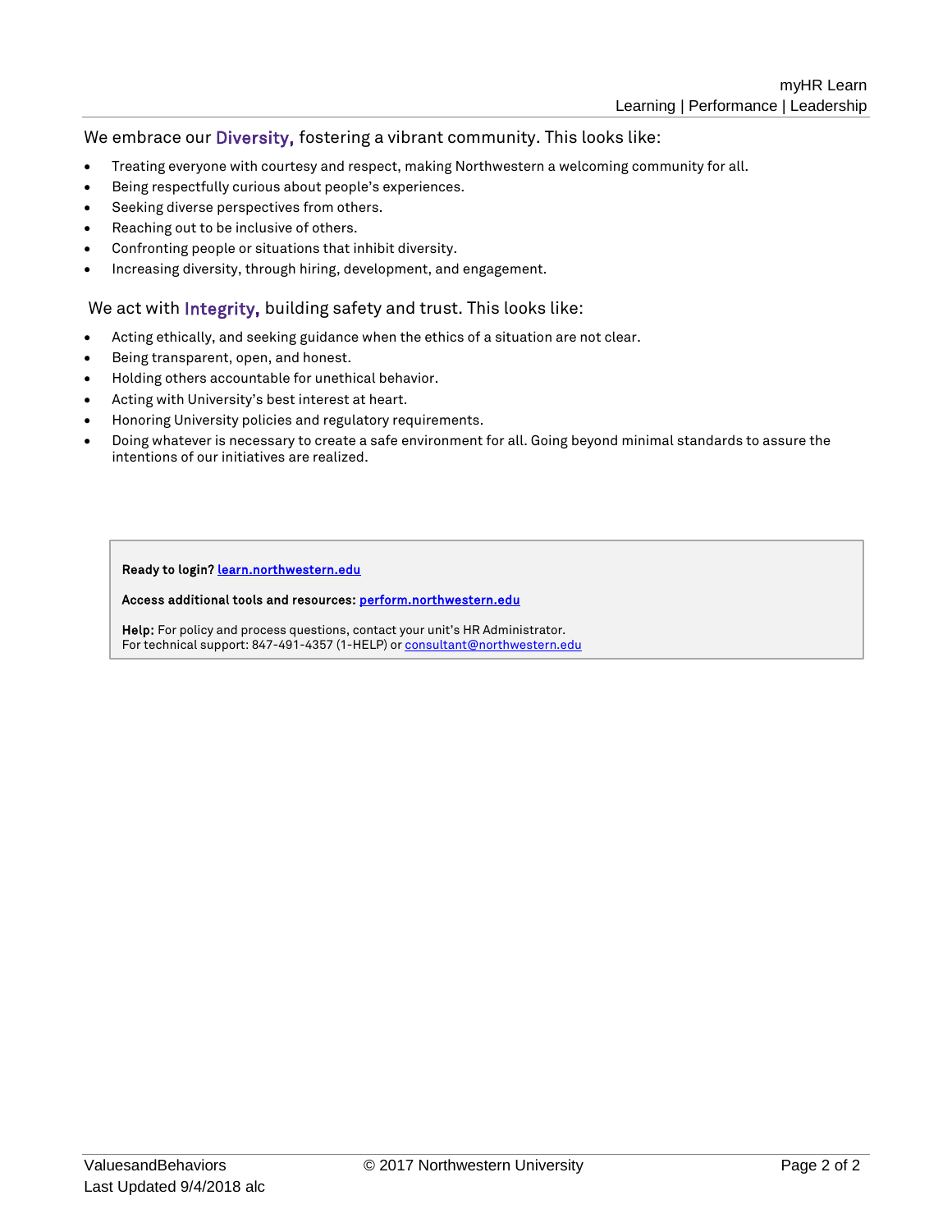We embrace our **Diversity,** fostering a vibrant community. This looks like:

- Treating everyone with courtesy and respect, making Northwestern a welcoming community for all.
- Being respectfully curious about people's experiences.
- Seeking diverse perspectives from others.
- Reaching out to be inclusive of others.
- Confronting people or situations that inhibit diversity.
- Increasing diversity, through hiring, development, and engagement.

We act with **Integrity,** building safety and trust. This looks like:

- Acting ethically, and seeking guidance when the ethics of a situation are not clear.
- Being transparent, open, and honest.
- Holding others accountable for unethical behavior.
- Acting with University's best interest at heart.
- Honoring University policies and regulatory requirements.
- Doing whatever is necessary to create a safe environment for all. Going beyond minimal standards to assure the intentions of our initiatives are realized.

**Ready to login?** learn.northwestern.edu

**Access additional tools and resources:** perform.northwestern.edu

**Help:** For policy and process questions, contact your unit's HR Administrator.
For technical support: 847-491-4357 (1-HELP) or consultant@northwestern.edu